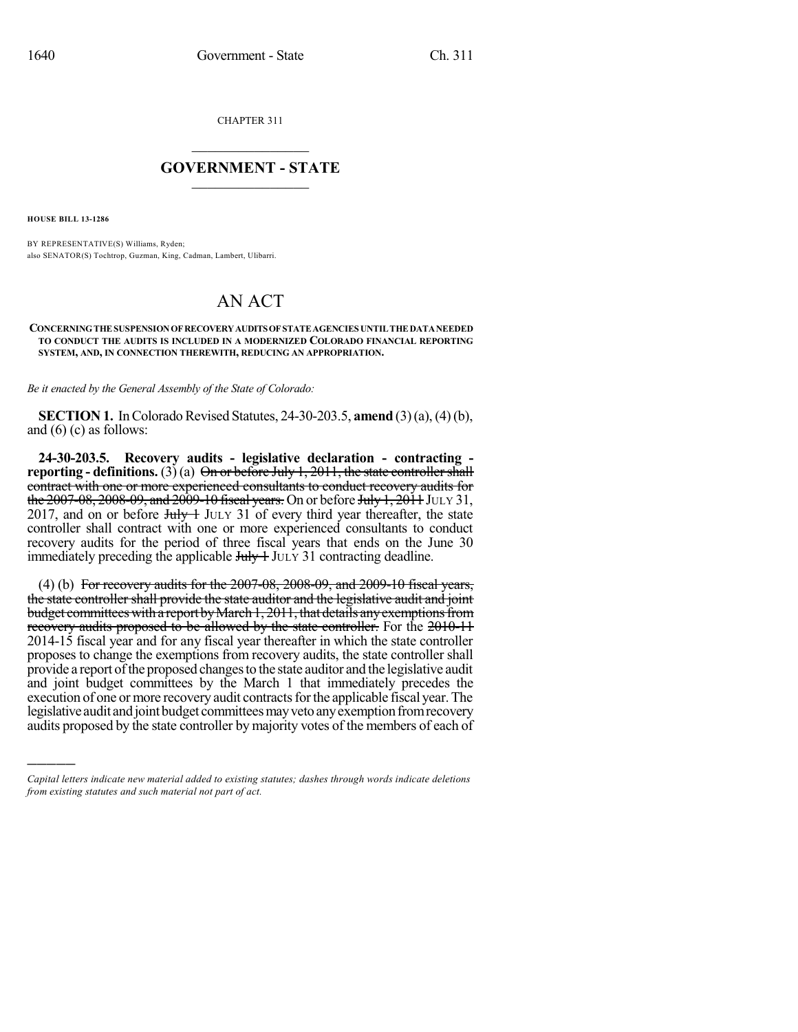CHAPTER 311

## GOVERNMENT - STATE

**HOUSE BILL 13-1286**

BY REPRESENTATIVE(S) Williams, Ryden;
also SENATOR(S) Tochtrop, Guzman, King, Cadman, Lambert, Ulibarri.

# AN ACT

**CONCERNING THE SUSPENSION OF RECOVERY AUDITS OF STATE AGENCIES UNTIL THE DATA NEEDED TO CONDUCT THE AUDITS IS INCLUDED IN A MODERNIZED COLORADO FINANCIAL REPORTING SYSTEM, AND, IN CONNECTION THEREWITH, REDUCING AN APPROPRIATION.**

*Be it enacted by the General Assembly of the State of Colorado:*

**SECTION 1.** In Colorado Revised Statutes, 24-30-203.5, **amend** (3) (a), (4) (b), and (6) (c) as follows:

**24-30-203.5. Recovery audits - legislative declaration - contracting - reporting - definitions.** (3) (a) ~~On or before July 1, 2011, the state controller shall contract with one or more experienced consultants to conduct recovery audits for the 2007-08, 2008-09, and 2009-10 fiscal years.~~ On or before ~~July 1, 2011~~ JULY 31, 2017, and on or before ~~July 1~~ JULY 31 of every third year thereafter, the state controller shall contract with one or more experienced consultants to conduct recovery audits for the period of three fiscal years that ends on the June 30 immediately preceding the applicable ~~July 1~~ JULY 31 contracting deadline.

(4) (b) ~~For recovery audits for the 2007-08, 2008-09, and 2009-10 fiscal years, the state controller shall provide the state auditor and the legislative audit and joint budget committees with a report by March 1, 2011, that details any exemptions from recovery audits proposed to be allowed by the state controller.~~ For the ~~2010-11~~ 2014-15 fiscal year and for any fiscal year thereafter in which the state controller proposes to change the exemptions from recovery audits, the state controller shall provide a report of the proposed changes to the state auditor and the legislative audit and joint budget committees by the March 1 that immediately precedes the execution of one or more recovery audit contracts for the applicable fiscal year. The legislative audit and joint budget committees may veto any exemption from recovery audits proposed by the state controller by majority votes of the members of each of

*Capital letters indicate new material added to existing statutes; dashes through words indicate deletions from existing statutes and such material not part of act.*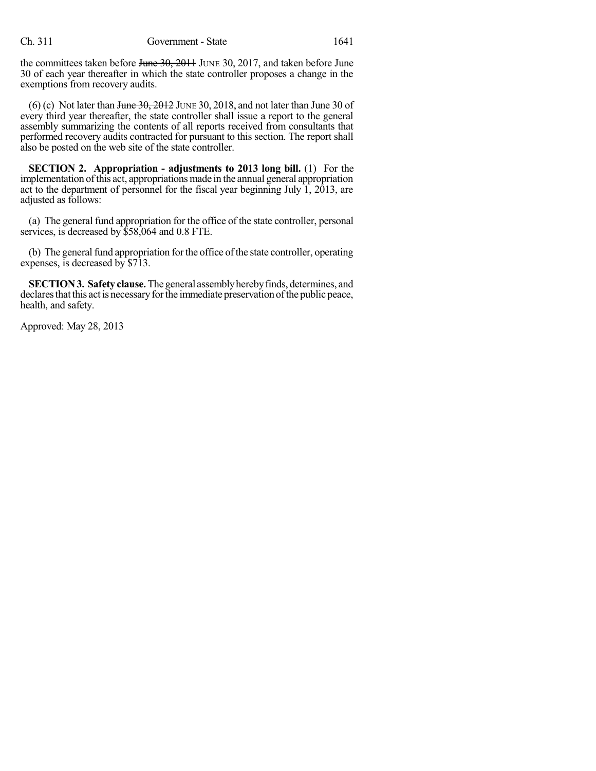the committees taken before ~~June 30, 2011~~ JUNE 30, 2017, and taken before June 30 of each year thereafter in which the state controller proposes a change in the exemptions from recovery audits.

(6) (c) Not later than ~~June 30, 2012~~ JUNE 30, 2018, and not later than June 30 of every third year thereafter, the state controller shall issue a report to the general assembly summarizing the contents of all reports received from consultants that performed recovery audits contracted for pursuant to this section. The report shall also be posted on the web site of the state controller.

**SECTION 2. Appropriation - adjustments to 2013 long bill.** (1) For the implementation of this act, appropriations made in the annual general appropriation act to the department of personnel for the fiscal year beginning July 1, 2013, are adjusted as follows:

(a) The general fund appropriation for the office of the state controller, personal services, is decreased by $58,064 and 0.8 FTE.

(b) The general fund appropriation for the office of the state controller, operating expenses, is decreased by $713.

**SECTION 3. Safety clause.** The general assembly hereby finds, determines, and declares that this act is necessary for the immediate preservation of the public peace, health, and safety.

Approved: May 28, 2013